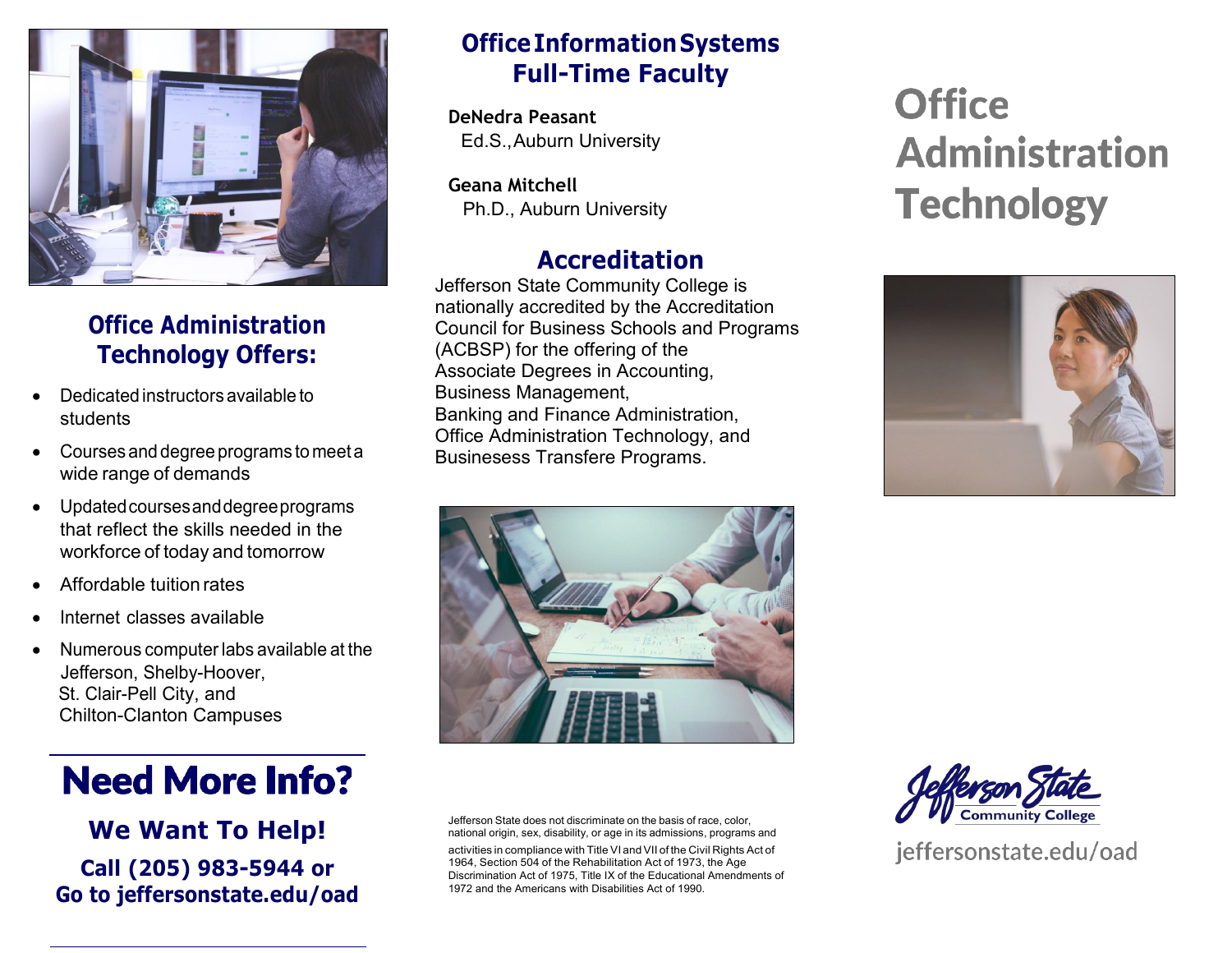## Office Administration Technology Offers:

- Dedicated instructors available to students
- Courses and degree programs to meet a wide range of demands
- Updated courses and degree programs that reflect the skills needed in the workforce of today and tomorrow
- Affordable tuition rates
- Internet classes available
- Numerous computer labs available at the Jefferson, Shelby-Hoover, St. Clair-Pell City, and Chilton-Clanton Campuses

# Need More Info?

### We Want To Help!

**Call (205) 983-5944 or Go to jeffersonstate.edu/oad**

## Office Information Systems Full-Time Faculty

**DeNedra Peasant**
Ed.S., Auburn University

**Geana Mitchell**
Ph.D., Auburn University

## Accreditation

Jefferson State Community College is nationally accredited by the Accreditation Council for Business Schools and Programs (ACBSP) for the offering of the Associate Degrees in Accounting, Business Management, Banking and Finance Administration, Office Administration Technology, and Businesess Transfere Programs.

Jefferson State does not discriminate on the basis of race, color, national origin, sex, disability, or age in its admissions, programs and activities in compliance with Title VI and VII of the Civil Rights Act of 1964, Section 504 of the Rehabilitation Act of 1973, the Age Discrimination Act of 1975, Title IX of the Educational Amendments of 1972 and the Americans with Disabilities Act of 1990.

# Office Administration Technology

Jefferson State Community College

jeffersonstate.edu/oad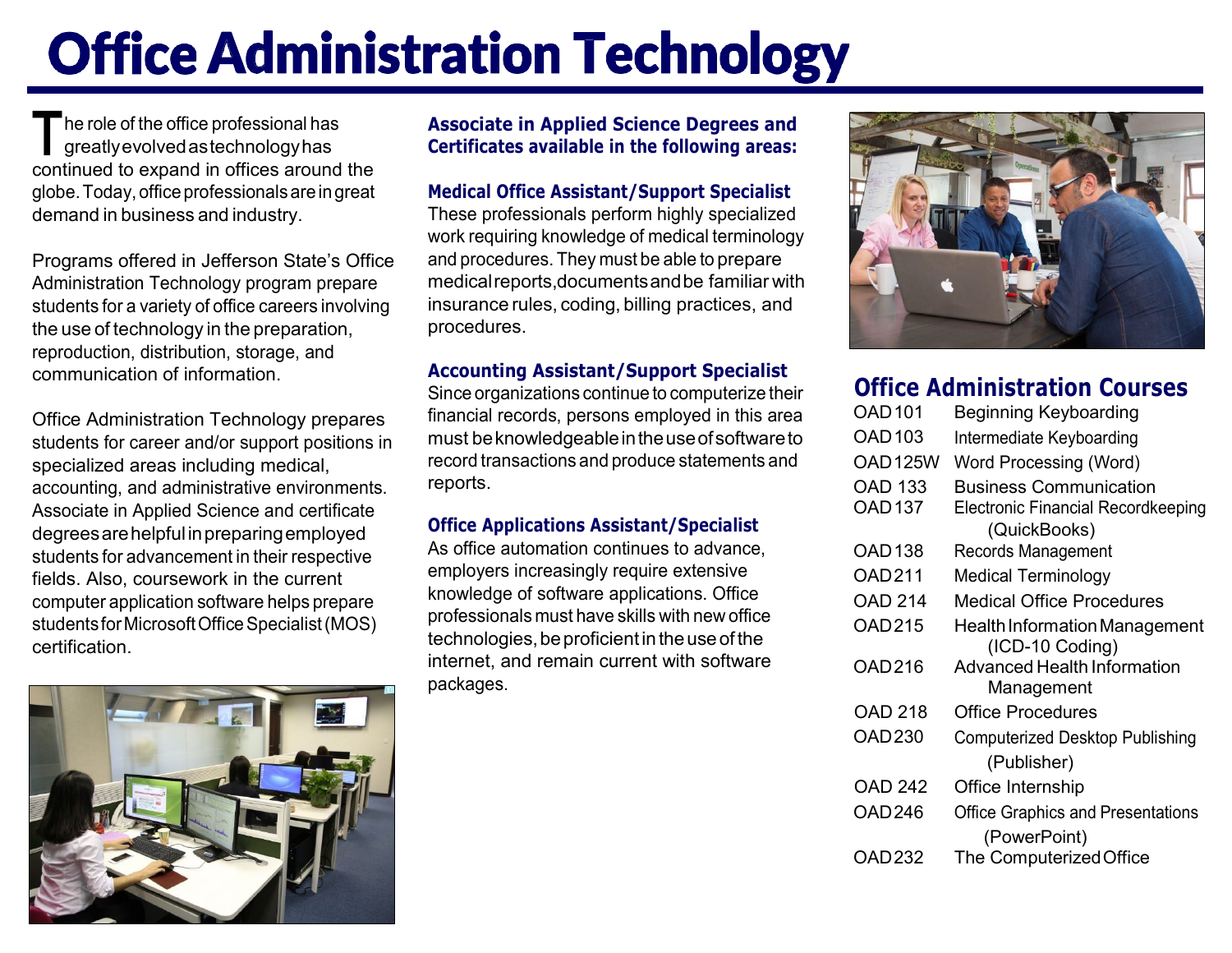# Office Administration Technology

The role of the office professional has greatly evolved as technology has continued to expand in offices around the globe. Today, office professionals are in great demand in business and industry.

Programs offered in Jefferson State's Office Administration Technology program prepare students for a variety of office careers involving the use of technology in the preparation, reproduction, distribution, storage, and communication of information.

Office Administration Technology prepares students for career and/or support positions in specialized areas including medical, accounting, and administrative environments. Associate in Applied Science and certificate degrees are helpful in preparing employed students for advancement in their respective fields. Also, coursework in the current computer application software helps prepare students for Microsoft Office Specialist (MOS) certification.

## Associate in Applied Science Degrees and Certificates available in the following areas:

### Medical Office Assistant/Support Specialist

These professionals perform highly specialized work requiring knowledge of medical terminology and procedures. They must be able to prepare medical reports, documents and be familiar with insurance rules, coding, billing practices, and procedures.

### Accounting Assistant/Support Specialist

Since organizations continue to computerize their financial records, persons employed in this area must be knowledgeable in the use of software to record transactions and produce statements and reports.

### Office Applications Assistant/Specialist

As office automation continues to advance, employers increasingly require extensive knowledge of software applications. Office professionals must have skills with new office technologies, be proficient in the use of the internet, and remain current with software packages.

## Office Administration Courses

| | |
|---|---|
| OAD 101 | Beginning Keyboarding |
| OAD 103 | Intermediate Keyboarding |
| OAD 125W | Word Processing (Word) |
| OAD 133 | Business Communication |
| OAD 137 | Electronic Financial Recordkeeping (QuickBooks) |
| OAD 138 | Records Management |
| OAD 211 | Medical Terminology |
| OAD 214 | Medical Office Procedures |
| OAD 215 | Health Information Management (ICD-10 Coding) |
| OAD 216 | Advanced Health Information Management |
| OAD 218 | Office Procedures |
| OAD 230 | Computerized Desktop Publishing (Publisher) |
| OAD 242 | Office Internship |
| OAD 246 | Office Graphics and Presentations (PowerPoint) |
| OAD 232 | The Computerized Office |